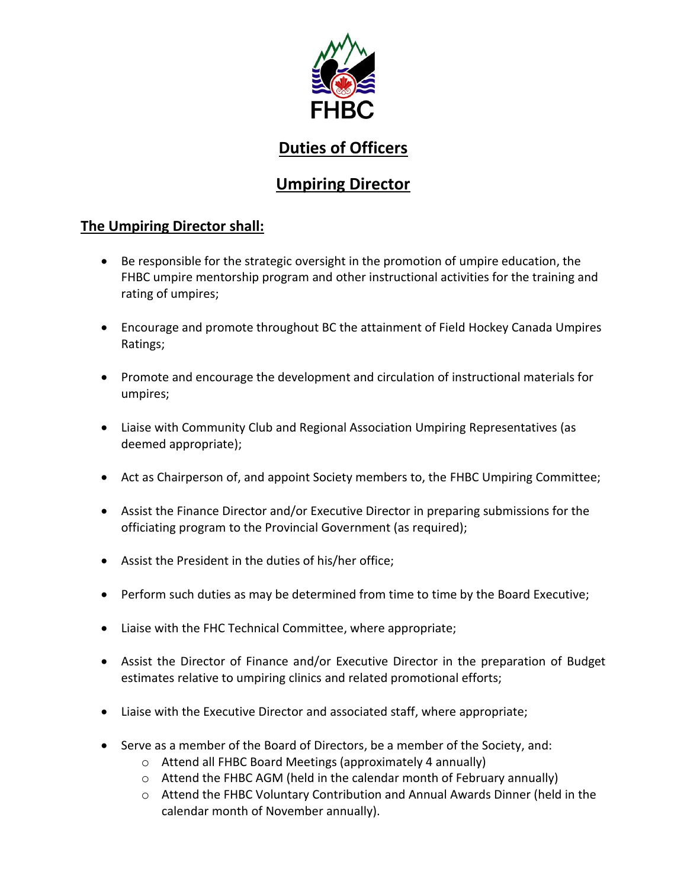FHBC

# Duties of Officers

## Umpiring Director

### The Umpiring Director shall:

- Be responsible for the strategic oversight in the promotion of umpire education, the FHBC umpire mentorship program and other instructional activities for the training and rating of umpires;
- Encourage and promote throughout BC the attainment of Field Hockey Canada Umpires Ratings;
- Promote and encourage the development and circulation of instructional materials for umpires;
- Liaise with Community Club and Regional Association Umpiring Representatives (as deemed appropriate);
- Act as Chairperson of, and appoint Society members to, the FHBC Umpiring Committee;
- Assist the Finance Director and/or Executive Director in preparing submissions for the officiating program to the Provincial Government (as required);
- Assist the President in the duties of his/her office;
- Perform such duties as may be determined from time to time by the Board Executive;
- Liaise with the FHC Technical Committee, where appropriate;
- Assist the Director of Finance and/or Executive Director in the preparation of Budget estimates relative to umpiring clinics and related promotional efforts;
- Liaise with the Executive Director and associated staff, where appropriate;
- Serve as a member of the Board of Directors, be a member of the Society, and:
    - Attend all FHBC Board Meetings (approximately 4 annually)
    - Attend the FHBC AGM (held in the calendar month of February annually)
    - Attend the FHBC Voluntary Contribution and Annual Awards Dinner (held in the calendar month of November annually).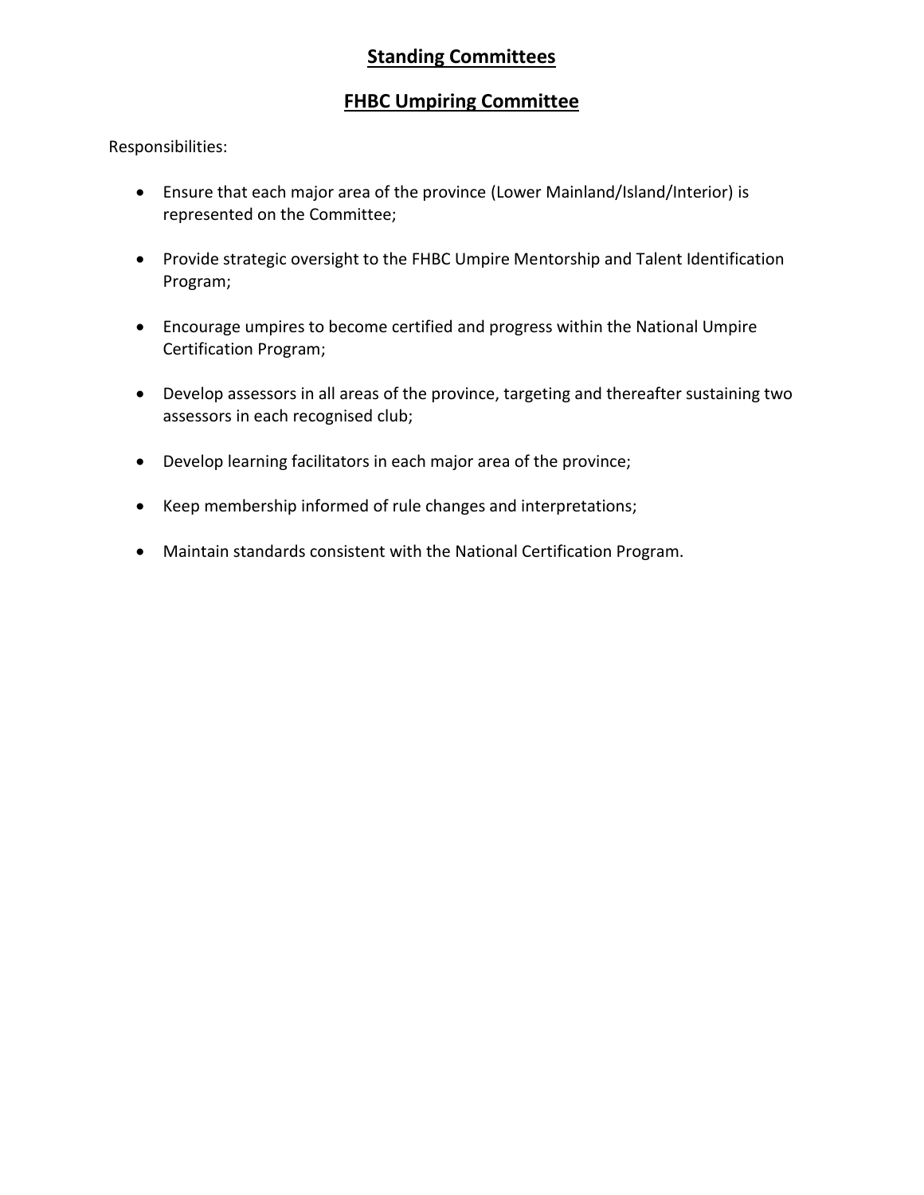# Standing Committees

## FHBC Umpiring Committee

Responsibilities:

- Ensure that each major area of the province (Lower Mainland/Island/Interior) is represented on the Committee;
- Provide strategic oversight to the FHBC Umpire Mentorship and Talent Identification Program;
- Encourage umpires to become certified and progress within the National Umpire Certification Program;
- Develop assessors in all areas of the province, targeting and thereafter sustaining two assessors in each recognised club;
- Develop learning facilitators in each major area of the province;
- Keep membership informed of rule changes and interpretations;
- Maintain standards consistent with the National Certification Program.